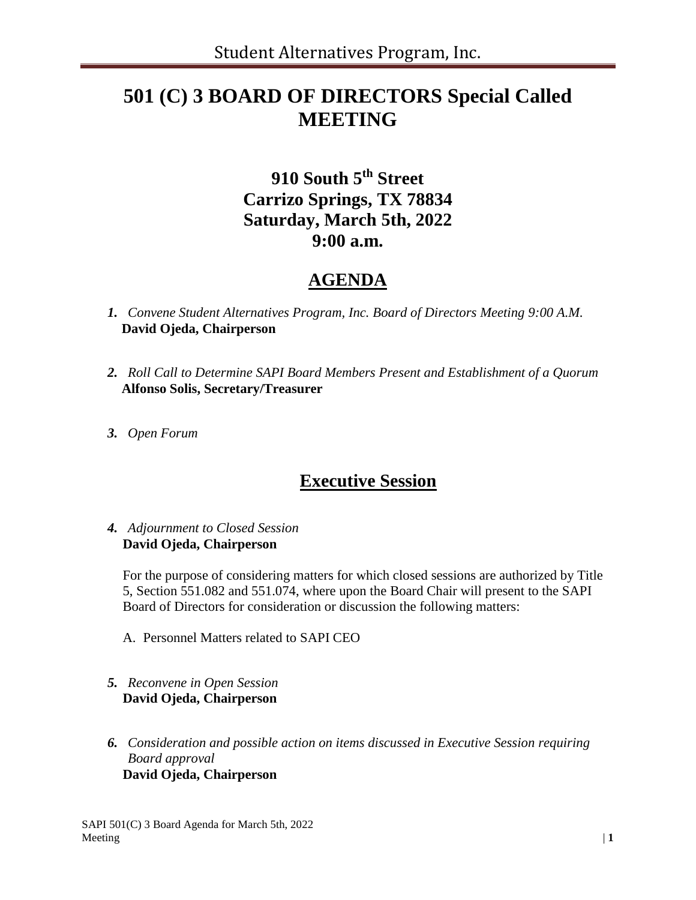# 501 (C) 3 BOARD OF DIRECTORS Special Called MEETING

## 910 South 5th Street
## Carrizo Springs, TX 78834
## Saturday, March 5th, 2022
## 9:00 a.m.

## AGENDA

***1.*** *Convene Student Alternatives Program, Inc. Board of Directors Meeting 9:00 A.M.*
**David Ojeda, Chairperson**

***2.*** *Roll Call to Determine SAPI Board Members Present and Establishment of a Quorum*
**Alfonso Solis, Secretary/Treasurer**

***3.*** *Open Forum*

## Executive Session

***4.*** *Adjournment to Closed Session*
**David Ojeda, Chairperson**

For the purpose of considering matters for which closed sessions are authorized by Title 5, Section 551.082 and 551.074, where upon the Board Chair will present to the SAPI Board of Directors for consideration or discussion the following matters:

A. Personnel Matters related to SAPI CEO

***5.*** *Reconvene in Open Session*
**David Ojeda, Chairperson**

***6.*** *Consideration and possible action on items discussed in Executive Session requiring Board approval*
**David Ojeda, Chairperson**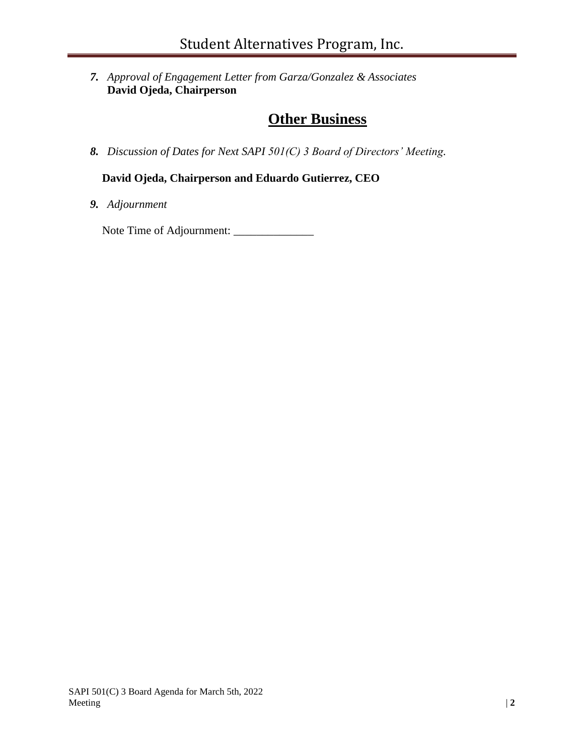***7.*** *Approval of Engagement Letter from Garza/Gonzalez & Associates*
**David Ojeda, Chairperson**

## **Other Business**

***8.*** *Discussion of Dates for Next SAPI 501(C) 3 Board of Directors' Meeting.*

**David Ojeda, Chairperson and Eduardo Gutierrez, CEO**

***9.*** *Adjournment*

Note Time of Adjournment: ______________